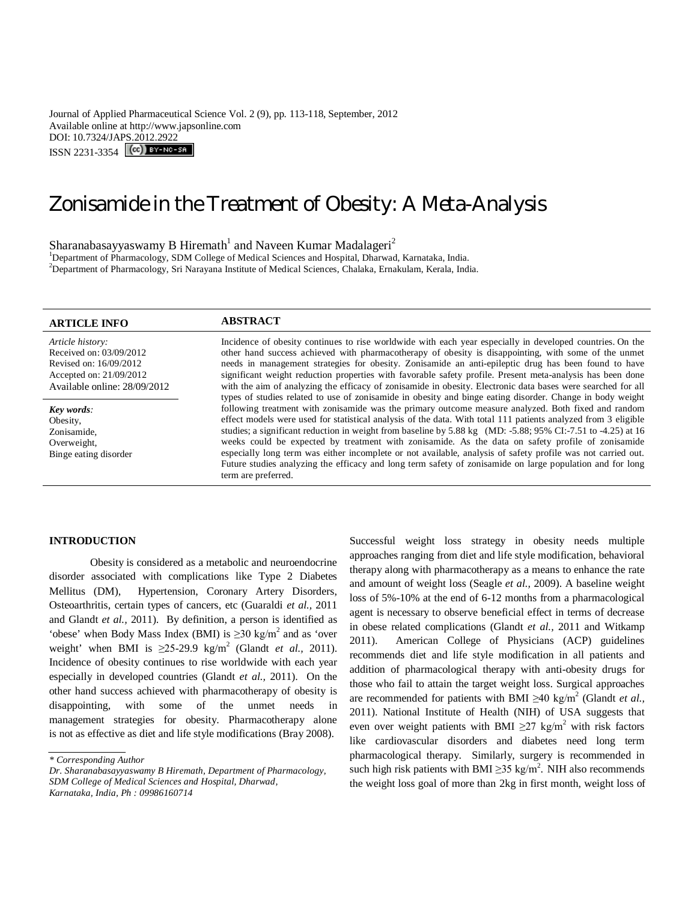Journal of Applied Pharmaceutical Science Vol. 2 (9), pp. 113-118, September, 2012
Available online at http://www.japsonline.com
DOI: 10.7324/JAPS.2012.2922
ISSN 2231-3354

# Zonisamide in the Treatment of Obesity: A Meta-Analysis

Sharanabasayyaswamy B Hiremath[1] and Naveen Kumar Madalageri[2]

[1]Department of Pharmacology, SDM College of Medical Sciences and Hospital, Dharwad, Karnataka, India.
[2]Department of Pharmacology, Sri Narayana Institute of Medical Sciences, Chalaka, Ernakulam, Kerala, India.

**ARTICLE INFO**

*Article history:*
Received on: 03/09/2012
Revised on: 16/09/2012
Accepted on: 21/09/2012
Available online: 28/09/2012

*Key words:*
Obesity,
Zonisamide,
Overweight,
Binge eating disorder

**ABSTRACT**

Incidence of obesity continues to rise worldwide with each year especially in developed countries. On the other hand success achieved with pharmacotherapy of obesity is disappointing, with some of the unmet needs in management strategies for obesity. Zonisamide an anti-epileptic drug has been found to have significant weight reduction properties with favorable safety profile. Present meta-analysis has been done with the aim of analyzing the efficacy of zonisamide in obesity. Electronic data bases were searched for all types of studies related to use of zonisamide in obesity and binge eating disorder. Change in body weight following treatment with zonisamide was the primary outcome measure analyzed. Both fixed and random effect models were used for statistical analysis of the data. With total 111 patients analyzed from 3 eligible studies; a significant reduction in weight from baseline by 5.88 kg (MD: -5.88; 95% CI:-7.51 to -4.25) at 16 weeks could be expected by treatment with zonisamide. As the data on safety profile of zonisamide especially long term was either incomplete or not available, analysis of safety profile was not carried out. Future studies analyzing the efficacy and long term safety of zonisamide on large population and for long term are preferred.

## INTRODUCTION

Obesity is considered as a metabolic and neuroendocrine disorder associated with complications like Type 2 Diabetes Mellitus (DM), Hypertension, Coronary Artery Disorders, Osteoarthritis, certain types of cancers, etc (Guaraldi *et al.,* 2011 and Glandt *et al.,* 2011). By definition, a person is identified as 'obese' when Body Mass Index (BMI) is $\geq 30$ kg/m$^2$ and as 'over weight' when BMI is $\geq 25$-29.9 kg/m$^2$ (Glandt *et al.,* 2011). Incidence of obesity continues to rise worldwide with each year especially in developed countries (Glandt *et al.,* 2011). On the other hand success achieved with pharmacotherapy of obesity is disappointing, with some of the unmet needs in management strategies for obesity. Pharmacotherapy alone is not as effective as diet and life style modifications (Bray 2008).

Successful weight loss strategy in obesity needs multiple approaches ranging from diet and life style modification, behavioral therapy along with pharmacotherapy as a means to enhance the rate and amount of weight loss (Seagle *et al.,* 2009). A baseline weight loss of 5%-10% at the end of 6-12 months from a pharmacological agent is necessary to observe beneficial effect in terms of decrease in obese related complications (Glandt *et al.,* 2011 and Witkamp 2011). American College of Physicians (ACP) guidelines recommends diet and life style modification in all patients and addition of pharmacological therapy with anti-obesity drugs for those who fail to attain the target weight loss. Surgical approaches are recommended for patients with BMI $\geq 40$ kg/m$^2$ (Glandt *et al.,* 2011). National Institute of Health (NIH) of USA suggests that even over weight patients with BMI $\geq 27$ kg/m$^2$ with risk factors like cardiovascular disorders and diabetes need long term pharmacological therapy. Similarly, surgery is recommended in such high risk patients with BMI $\geq 35$ kg/m$^2$. NIH also recommends the weight loss goal of more than 2kg in first month, weight loss of

*\* Corresponding Author*
*Dr. Sharanabasayyaswamy B Hiremath, Department of Pharmacology, SDM College of Medical Sciences and Hospital, Dharwad, Karnataka, India, Ph : 09986160714*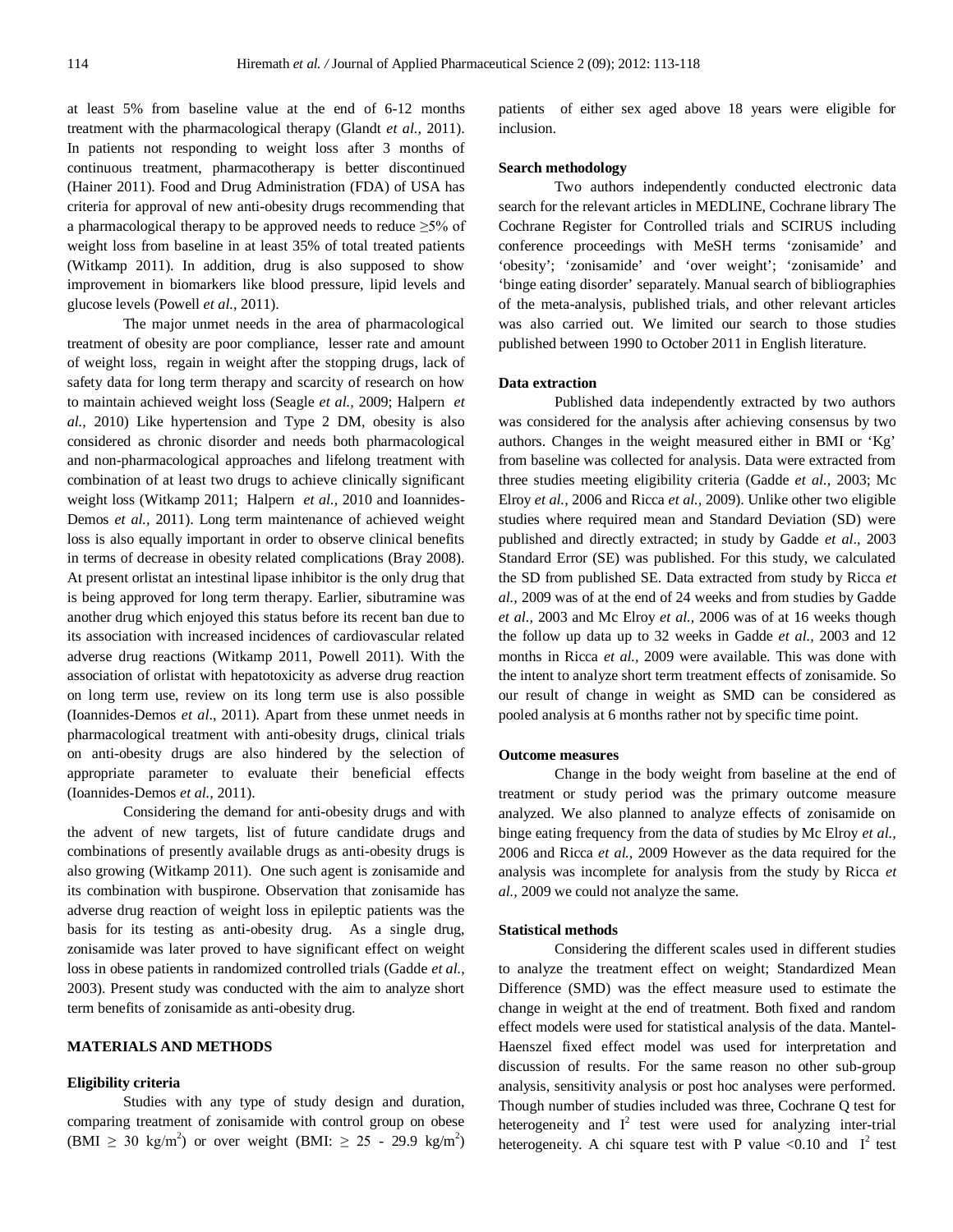at least 5% from baseline value at the end of 6-12 months treatment with the pharmacological therapy (Glandt *et al.,* 2011). In patients not responding to weight loss after 3 months of continuous treatment, pharmacotherapy is better discontinued (Hainer 2011). Food and Drug Administration (FDA) of USA has criteria for approval of new anti-obesity drugs recommending that a pharmacological therapy to be approved needs to reduce ≥5% of weight loss from baseline in at least 35% of total treated patients (Witkamp 2011). In addition, drug is also supposed to show improvement in biomarkers like blood pressure, lipid levels and glucose levels (Powell *et al.,* 2011).

The major unmet needs in the area of pharmacological treatment of obesity are poor compliance, lesser rate and amount of weight loss, regain in weight after the stopping drugs, lack of safety data for long term therapy and scarcity of research on how to maintain achieved weight loss (Seagle *et al.,* 2009; Halpern *et al.,* 2010) Like hypertension and Type 2 DM, obesity is also considered as chronic disorder and needs both pharmacological and non-pharmacological approaches and lifelong treatment with combination of at least two drugs to achieve clinically significant weight loss (Witkamp 2011; Halpern *et al.,* 2010 and Ioannides-Demos *et al.,* 2011). Long term maintenance of achieved weight loss is also equally important in order to observe clinical benefits in terms of decrease in obesity related complications (Bray 2008). At present orlistat an intestinal lipase inhibitor is the only drug that is being approved for long term therapy. Earlier, sibutramine was another drug which enjoyed this status before its recent ban due to its association with increased incidences of cardiovascular related adverse drug reactions (Witkamp 2011, Powell 2011). With the association of orlistat with hepatotoxicity as adverse drug reaction on long term use, review on its long term use is also possible (Ioannides-Demos *et al*., 2011). Apart from these unmet needs in pharmacological treatment with anti-obesity drugs, clinical trials on anti-obesity drugs are also hindered by the selection of appropriate parameter to evaluate their beneficial effects (Ioannides-Demos *et al.,* 2011).

Considering the demand for anti-obesity drugs and with the advent of new targets, list of future candidate drugs and combinations of presently available drugs as anti-obesity drugs is also growing (Witkamp 2011). One such agent is zonisamide and its combination with buspirone. Observation that zonisamide has adverse drug reaction of weight loss in epileptic patients was the basis for its testing as anti-obesity drug. As a single drug, zonisamide was later proved to have significant effect on weight loss in obese patients in randomized controlled trials (Gadde *et al.,* 2003). Present study was conducted with the aim to analyze short term benefits of zonisamide as anti-obesity drug.

## MATERIALS AND METHODS

### Eligibility criteria

Studies with any type of study design and duration, comparing treatment of zonisamide with control group on obese (BMI ≥ 30 kg/m$^2$) or over weight (BMI: ≥ 25 - 29.9 kg/m$^2$) patients of either sex aged above 18 years were eligible for inclusion.

### Search methodology

Two authors independently conducted electronic data search for the relevant articles in MEDLINE, Cochrane library The Cochrane Register for Controlled trials and SCIRUS including conference proceedings with MeSH terms 'zonisamide' and 'obesity'; 'zonisamide' and 'over weight'; 'zonisamide' and 'binge eating disorder' separately. Manual search of bibliographies of the meta-analysis, published trials, and other relevant articles was also carried out. We limited our search to those studies published between 1990 to October 2011 in English literature.

### Data extraction

Published data independently extracted by two authors was considered for the analysis after achieving consensus by two authors. Changes in the weight measured either in BMI or 'Kg' from baseline was collected for analysis. Data were extracted from three studies meeting eligibility criteria (Gadde *et al.,* 2003; Mc Elroy *et al.,* 2006 and Ricca *et al.,* 2009). Unlike other two eligible studies where required mean and Standard Deviation (SD) were published and directly extracted; in study by Gadde *et al*., 2003 Standard Error (SE) was published. For this study, we calculated the SD from published SE. Data extracted from study by Ricca *et al.,* 2009 was of at the end of 24 weeks and from studies by Gadde *et al.,* 2003 and Mc Elroy *et al.,* 2006 was of at 16 weeks though the follow up data up to 32 weeks in Gadde *et al.,* 2003 and 12 months in Ricca *et al.,* 2009 were available. This was done with the intent to analyze short term treatment effects of zonisamide. So our result of change in weight as SMD can be considered as pooled analysis at 6 months rather not by specific time point.

### Outcome measures

Change in the body weight from baseline at the end of treatment or study period was the primary outcome measure analyzed. We also planned to analyze effects of zonisamide on binge eating frequency from the data of studies by Mc Elroy *et al.,* 2006 and Ricca *et al.,* 2009 However as the data required for the analysis was incomplete for analysis from the study by Ricca *et al.,* 2009 we could not analyze the same.

### Statistical methods

Considering the different scales used in different studies to analyze the treatment effect on weight; Standardized Mean Difference (SMD) was the effect measure used to estimate the change in weight at the end of treatment. Both fixed and random effect models were used for statistical analysis of the data. Mantel-Haenszel fixed effect model was used for interpretation and discussion of results. For the same reason no other sub-group analysis, sensitivity analysis or post hoc analyses were performed. Though number of studies included was three, Cochrane Q test for heterogeneity and $I^2$ test were used for analyzing inter-trial heterogeneity. A chi square test with P value <0.10 and $I^2$ test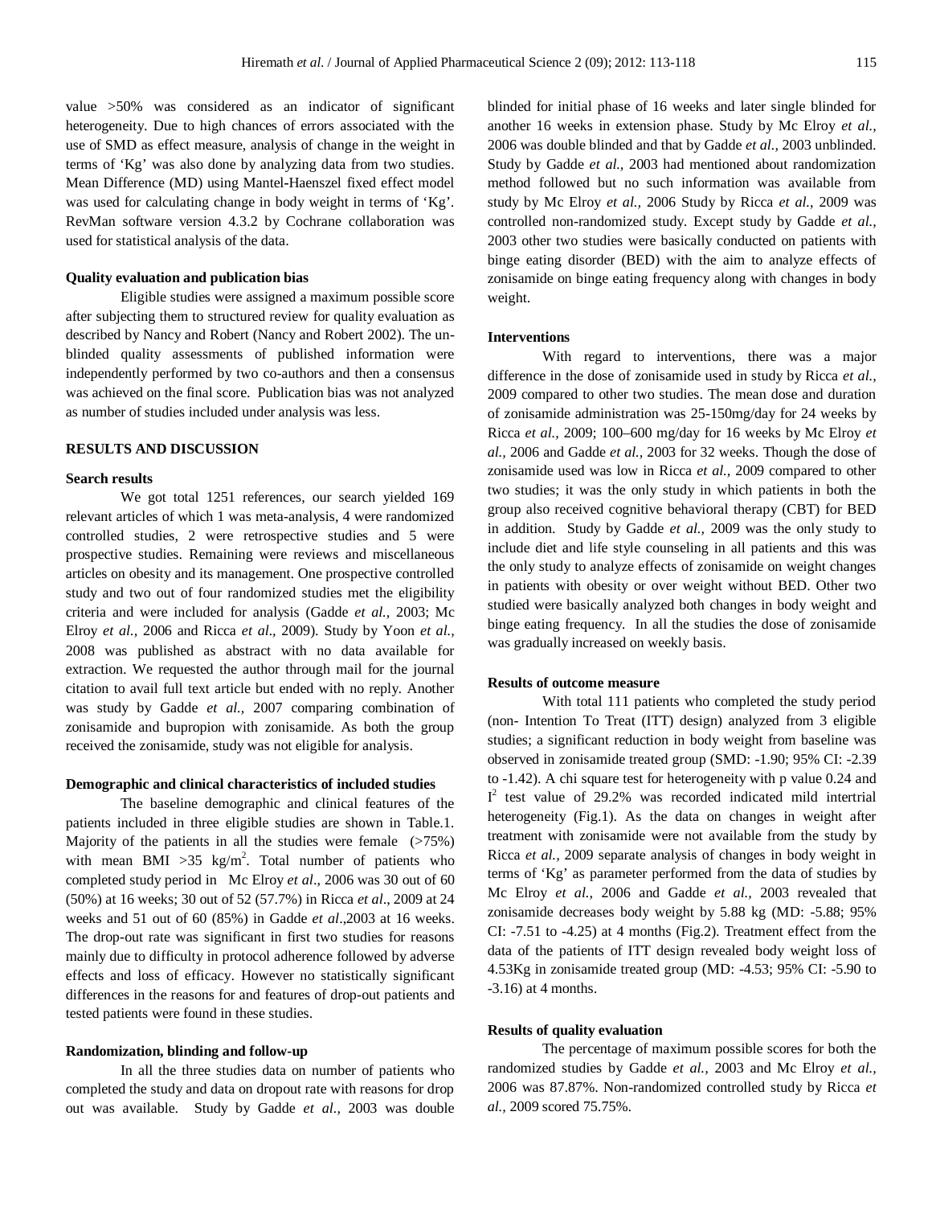value >50% was considered as an indicator of significant heterogeneity. Due to high chances of errors associated with the use of SMD as effect measure, analysis of change in the weight in terms of 'Kg' was also done by analyzing data from two studies. Mean Difference (MD) using Mantel-Haenszel fixed effect model was used for calculating change in body weight in terms of 'Kg'. RevMan software version 4.3.2 by Cochrane collaboration was used for statistical analysis of the data.

#### Quality evaluation and publication bias

Eligible studies were assigned a maximum possible score after subjecting them to structured review for quality evaluation as described by Nancy and Robert (Nancy and Robert 2002). The un-blinded quality assessments of published information were independently performed by two co-authors and then a consensus was achieved on the final score. Publication bias was not analyzed as number of studies included under analysis was less.

### RESULTS AND DISCUSSION

#### Search results

We got total 1251 references, our search yielded 169 relevant articles of which 1 was meta-analysis, 4 were randomized controlled studies, 2 were retrospective studies and 5 were prospective studies. Remaining were reviews and miscellaneous articles on obesity and its management. One prospective controlled study and two out of four randomized studies met the eligibility criteria and were included for analysis (Gadde *et al.,* 2003; Mc Elroy *et al.,* 2006 and Ricca *et al.,* 2009). Study by Yoon *et al.,* 2008 was published as abstract with no data available for extraction. We requested the author through mail for the journal citation to avail full text article but ended with no reply. Another was study by Gadde *et al.,* 2007 comparing combination of zonisamide and bupropion with zonisamide. As both the group received the zonisamide, study was not eligible for analysis.

#### Demographic and clinical characteristics of included studies

The baseline demographic and clinical features of the patients included in three eligible studies are shown in Table.1. Majority of the patients in all the studies were female (>75%) with mean BMI >35 $kg/m^2$. Total number of patients who completed study period in Mc Elroy *et al*., 2006 was 30 out of 60 (50%) at 16 weeks; 30 out of 52 (57.7%) in Ricca *et al*., 2009 at 24 weeks and 51 out of 60 (85%) in Gadde *et al*.,2003 at 16 weeks. The drop-out rate was significant in first two studies for reasons mainly due to difficulty in protocol adherence followed by adverse effects and loss of efficacy. However no statistically significant differences in the reasons for and features of drop-out patients and tested patients were found in these studies.

#### Randomization, blinding and follow-up

In all the three studies data on number of patients who completed the study and data on dropout rate with reasons for drop out was available. Study by Gadde *et al.,* 2003 was double blinded for initial phase of 16 weeks and later single blinded for another 16 weeks in extension phase. Study by Mc Elroy *et al.,* 2006 was double blinded and that by Gadde *et al.,* 2003 unblinded. Study by Gadde *et al.,* 2003 had mentioned about randomization method followed but no such information was available from study by Mc Elroy *et al.,* 2006 Study by Ricca *et al.,* 2009 was controlled non-randomized study. Except study by Gadde *et al.,* 2003 other two studies were basically conducted on patients with binge eating disorder (BED) with the aim to analyze effects of zonisamide on binge eating frequency along with changes in body weight.

#### Interventions

With regard to interventions, there was a major difference in the dose of zonisamide used in study by Ricca *et al.,* 2009 compared to other two studies. The mean dose and duration of zonisamide administration was 25-150mg/day for 24 weeks by Ricca *et al.,* 2009; 100–600 mg/day for 16 weeks by Mc Elroy *et al.,* 2006 and Gadde *et al.,* 2003 for 32 weeks. Though the dose of zonisamide used was low in Ricca *et al.,* 2009 compared to other two studies; it was the only study in which patients in both the group also received cognitive behavioral therapy (CBT) for BED in addition. Study by Gadde *et al.,* 2009 was the only study to include diet and life style counseling in all patients and this was the only study to analyze effects of zonisamide on weight changes in patients with obesity or over weight without BED. Other two studied were basically analyzed both changes in body weight and binge eating frequency. In all the studies the dose of zonisamide was gradually increased on weekly basis.

#### Results of outcome measure

With total 111 patients who completed the study period (non- Intention To Treat (ITT) design) analyzed from 3 eligible studies; a significant reduction in body weight from baseline was observed in zonisamide treated group (SMD: -1.90; 95% CI: -2.39 to -1.42). A chi square test for heterogeneity with p value 0.24 and $I^2$ test value of 29.2% was recorded indicated mild intertrial heterogeneity (Fig.1). As the data on changes in weight after treatment with zonisamide were not available from the study by Ricca *et al.,* 2009 separate analysis of changes in body weight in terms of 'Kg' as parameter performed from the data of studies by Mc Elroy *et al.,* 2006 and Gadde *et al.,* 2003 revealed that zonisamide decreases body weight by 5.88 kg (MD: -5.88; 95% CI: -7.51 to -4.25) at 4 months (Fig.2). Treatment effect from the data of the patients of ITT design revealed body weight loss of 4.53Kg in zonisamide treated group (MD: -4.53; 95% CI: -5.90 to -3.16) at 4 months.

#### Results of quality evaluation

The percentage of maximum possible scores for both the randomized studies by Gadde *et al.,* 2003 and Mc Elroy *et al.,* 2006 was 87.87%. Non-randomized controlled study by Ricca *et al.,* 2009 scored 75.75%.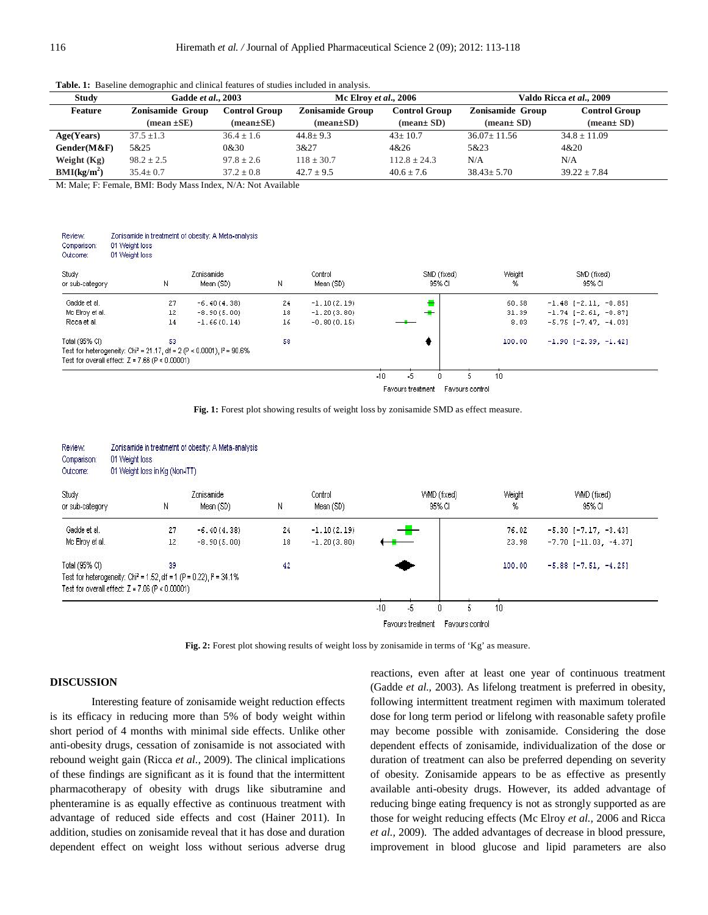**Table. 1:** Baseline demographic and clinical features of studies included in analysis.

| Study | Gadde *et al.*, 2003 | | Mc Elroy *et al.*, 2006 | | Valdo Ricca *et al.*, 2009 | |
|---|---|---|---|---|---|---|
| **Feature** | **Zonisamide Group (mean ±SE)** | **Control Group (mean±SE)** | **Zonisamide Group (mean±SD)** | **Control Group (mean± SD)** | **Zonisamide Group (mean± SD)** | **Control Group (mean± SD)** |
| **Age(Years)** | 37.5 ±1.3 | 36.4 ± 1.6 | 44.8± 9.3 | 43± 10.7 | 36.07± 11.56 | 34.8 ± 11.09 |
| **Gender(M&F)** | 5&25 | 0&30 | 3&27 | 4&26 | 5&23 | 4&20 |
| **Weight (Kg)** | 98.2 ± 2.5 | 97.8 ± 2.6 | 118 ± 30.7 | 112.8 ± 24.3 | N/A | N/A |
| **BMI(kg/m$^2$)** | 35.4± 0.7 | 37.2 ± 0.8 | 42.7 ± 9.5 | 40.6 ± 7.6 | 38.43± 5.70 | 39.22 ± 7.84 |

M: Male; F: Female, BMI: Body Mass Index, N/A: Not Available

Review: Zonisamide in treatment of obesity: A Meta-analysis
Comparison: 01 Weight loss
Outcome: 01 Weight loss

| Study or sub-category | N | Zonisamide Mean (SD) | N | Control Mean (SD) | Weight % | SMD (fixed) 95% CI |
|---|---|---|---|---|---|---|
| Gadde et al. | 27 | -6.40 (4.38) | 24 | -1.10 (2.19) | 60.58 | -1.48 [-2.11, -0.85] |
| Mc Elroy et al. | 12 | -8.90 (5.00) | 18 | -1.20 (3.80) | 31.39 | -1.74 [-2.61, -0.87] |
| Ricca et al. | 14 | -1.66 (0.14) | 16 | -0.80 (0.15) | 8.03 | -5.75 [-7.47, -4.03] |
| Total (95% CI) | 53 | | 58 | | 100.00 | -1.90 [-2.39, -1.42] |

Test for heterogeneity: Chi² = 21.17, df = 2 (P < 0.0001), I² = 90.6%
Test for overall effect: Z = 7.66 (P < 0.00001)

Favours treatment Favours control

**Fig. 1:** Forest plot showing results of weight loss by zonisamide SMD as effect measure.

Review: Zonisamide in treatment of obesity: A Meta-analysis
Comparison: 01 Weight loss
Outcome: 01 Weight loss in Kg (Non-TT)

| Study or sub-category | N | Zonisamide Mean (SD) | N | Control Mean (SD) | Weight % | WMD (fixed) 95% CI |
|---|---|---|---|---|---|---|
| Gadde et al. | 27 | -6.40 (4.38) | 24 | -1.10 (2.19) | 76.02 | -5.30 [-7.17, -3.43] |
| Mc Elroy et al. | 12 | -8.90 (5.00) | 18 | -1.20 (3.80) | 23.98 | -7.70 [-11.03, -4.37] |
| Total (95% CI) | 39 | | 42 | | 100.00 | -5.88 [-7.51, -4.25] |

Test for heterogeneity: Chi² = 1.52, df = 1 (P = 0.22), I² = 34.1%
Test for overall effect: Z = 7.06 (P < 0.00001)

Favours treatment Favours control

**Fig. 2:** Forest plot showing results of weight loss by zonisamide in terms of 'Kg' as measure.

## DISCUSSION

Interesting feature of zonisamide weight reduction effects is its efficacy in reducing more than 5% of body weight within short period of 4 months with minimal side effects. Unlike other anti-obesity drugs, cessation of zonisamide is not associated with rebound weight gain (Ricca *et al.,* 2009). The clinical implications of these findings are significant as it is found that the intermittent pharmacotherapy of obesity with drugs like sibutramine and phenteramine is as equally effective as continuous treatment with advantage of reduced side effects and cost (Hainer 2011). In addition, studies on zonisamide reveal that it has dose and duration dependent effect on weight loss without serious adverse drug reactions, even after at least one year of continuous treatment (Gadde *et al.,* 2003). As lifelong treatment is preferred in obesity, following intermittent treatment regimen with maximum tolerated dose for long term period or lifelong with reasonable safety profile may become possible with zonisamide. Considering the dose dependent effects of zonisamide, individualization of the dose or duration of treatment can also be preferred depending on severity of obesity. Zonisamide appears to be as effective as presently available anti-obesity drugs. However, its added advantage of reducing binge eating frequency is not as strongly supported as are those for weight reducing effects (Mc Elroy *et al.,* 2006 and Ricca *et al.,* 2009). The added advantages of decrease in blood pressure, improvement in blood glucose and lipid parameters are also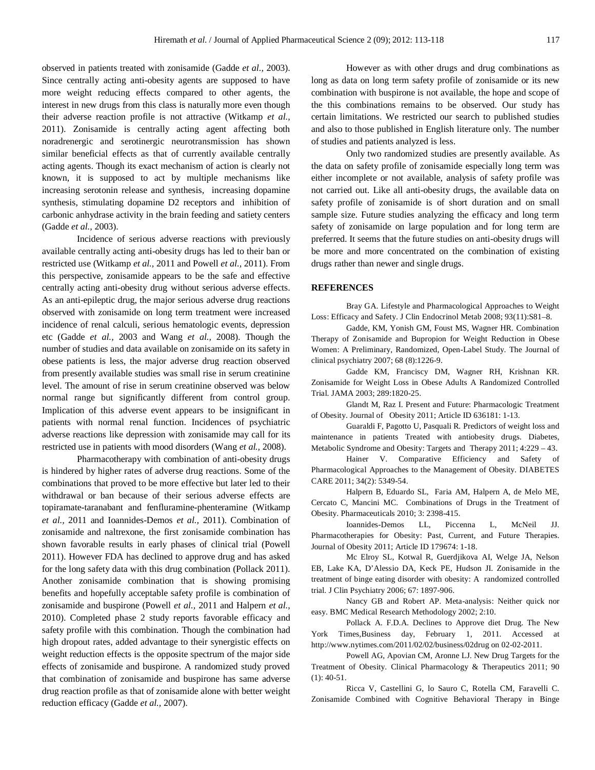observed in patients treated with zonisamide (Gadde *et al.,* 2003). Since centrally acting anti-obesity agents are supposed to have more weight reducing effects compared to other agents, the interest in new drugs from this class is naturally more even though their adverse reaction profile is not attractive (Witkamp *et al.,* 2011). Zonisamide is centrally acting agent affecting both noradrenergic and serotinergic neurotransmission has shown similar beneficial effects as that of currently available centrally acting agents. Though its exact mechanism of action is clearly not known, it is supposed to act by multiple mechanisms like increasing serotonin release and synthesis, increasing dopamine synthesis, stimulating dopamine D2 receptors and inhibition of carbonic anhydrase activity in the brain feeding and satiety centers (Gadde *et al.,* 2003).

Incidence of serious adverse reactions with previously available centrally acting anti-obesity drugs has led to their ban or restricted use (Witkamp *et al.,* 2011 and Powell *et al.,* 2011). From this perspective, zonisamide appears to be the safe and effective centrally acting anti-obesity drug without serious adverse effects. As an anti-epileptic drug, the major serious adverse drug reactions observed with zonisamide on long term treatment were increased incidence of renal calculi, serious hematologic events, depression etc (Gadde *et al.,* 2003 and Wang *et al.,* 2008). Though the number of studies and data available on zonisamide on its safety in obese patients is less, the major adverse drug reaction observed from presently available studies was small rise in serum creatinine level. The amount of rise in serum creatinine observed was below normal range but significantly different from control group. Implication of this adverse event appears to be insignificant in patients with normal renal function. Incidences of psychiatric adverse reactions like depression with zonisamide may call for its restricted use in patients with mood disorders (Wang *et al.,* 2008).

Pharmacotherapy with combination of anti-obesity drugs is hindered by higher rates of adverse drug reactions. Some of the combinations that proved to be more effective but later led to their withdrawal or ban because of their serious adverse effects are topiramate-taranabant and fenfluramine-phenteramine (Witkamp *et al.,* 2011 and Ioannides-Demos *et al.,* 2011). Combination of zonisamide and naltrexone, the first zonisamide combination has shown favorable results in early phases of clinical trial (Powell 2011). However FDA has declined to approve drug and has asked for the long safety data with this drug combination (Pollack 2011). Another zonisamide combination that is showing promising benefits and hopefully acceptable safety profile is combination of zonisamide and buspirone (Powell *et al.,* 2011 and Halpern *et al.,* 2010). Completed phase 2 study reports favorable efficacy and safety profile with this combination. Though the combination had high dropout rates, added advantage to their synergistic effects on weight reduction effects is the opposite spectrum of the major side effects of zonisamide and buspirone. A randomized study proved that combination of zonisamide and buspirone has same adverse drug reaction profile as that of zonisamide alone with better weight reduction efficacy (Gadde *et al.,* 2007).

However as with other drugs and drug combinations as long as data on long term safety profile of zonisamide or its new combination with buspirone is not available, the hope and scope of the this combinations remains to be observed. Our study has certain limitations. We restricted our search to published studies and also to those published in English literature only. The number of studies and patients analyzed is less.

Only two randomized studies are presently available. As the data on safety profile of zonisamide especially long term was either incomplete or not available, analysis of safety profile was not carried out. Like all anti-obesity drugs, the available data on safety profile of zonisamide is of short duration and on small sample size. Future studies analyzing the efficacy and long term safety of zonisamide on large population and for long term are preferred. It seems that the future studies on anti-obesity drugs will be more and more concentrated on the combination of existing drugs rather than newer and single drugs.

## REFERENCES

Bray GA. Lifestyle and Pharmacological Approaches to Weight Loss: Efficacy and Safety. J Clin Endocrinol Metab 2008; 93(11):S81–8.

Gadde, KM, Yonish GM, Foust MS, Wagner HR. Combination Therapy of Zonisamide and Bupropion for Weight Reduction in Obese Women: A Preliminary, Randomized, Open-Label Study. The Journal of clinical psychiatry 2007; 68 (8):1226-9.

Gadde KM, Franciscy DM, Wagner RH, Krishnan KR. Zonisamide for Weight Loss in Obese Adults A Randomized Controlled Trial. JAMA 2003; 289:1820-25.

Glandt M, Raz I. Present and Future: Pharmacologic Treatment of Obesity. Journal of Obesity 2011; Article ID 636181: 1-13.

Guaraldi F, Pagotto U, Pasquali R. Predictors of weight loss and maintenance in patients Treated with antiobesity drugs. Diabetes, Metabolic Syndrome and Obesity: Targets and Therapy 2011; 4:229 – 43.

Hainer V. Comparative Efficiency and Safety of Pharmacological Approaches to the Management of Obesity. DIABETES CARE 2011; 34(2): 5349-54.

Halpern B, Eduardo SL, Faria AM, Halpern A, de Melo ME, Cercato C, Mancini MC. Combinations of Drugs in the Treatment of Obesity. Pharmaceuticals 2010; 3: 2398-415.

Ioannides-Demos LL, Piccenna L, McNeil JJ. Pharmacotherapies for Obesity: Past, Current, and Future Therapies. Journal of Obesity 2011; Article ID 179674: 1-18.

Mc Elroy SL, Kotwal R, Guerdjikova AI, Welge JA, Nelson EB, Lake KA, D'Alessio DA, Keck PE, Hudson JI. Zonisamide in the treatment of binge eating disorder with obesity: A randomized controlled trial. J Clin Psychiatry 2006; 67: 1897-906.

Nancy GB and Robert AP. Meta-analysis: Neither quick nor easy. BMC Medical Research Methodology 2002; 2:10.

Pollack A. F.D.A. Declines to Approve diet Drug. The New York Times,Business day, February 1, 2011. Accessed at http://www.nytimes.com/2011/02/02/business/02drug on 02-02-2011.

Powell AG, Apovian CM, Aronne LJ. New Drug Targets for the Treatment of Obesity. Clinical Pharmacology & Therapeutics 2011; 90 (1): 40-51.

Ricca V, Castellini G, lo Sauro C, Rotella CM, Faravelli C. Zonisamide Combined with Cognitive Behavioral Therapy in Binge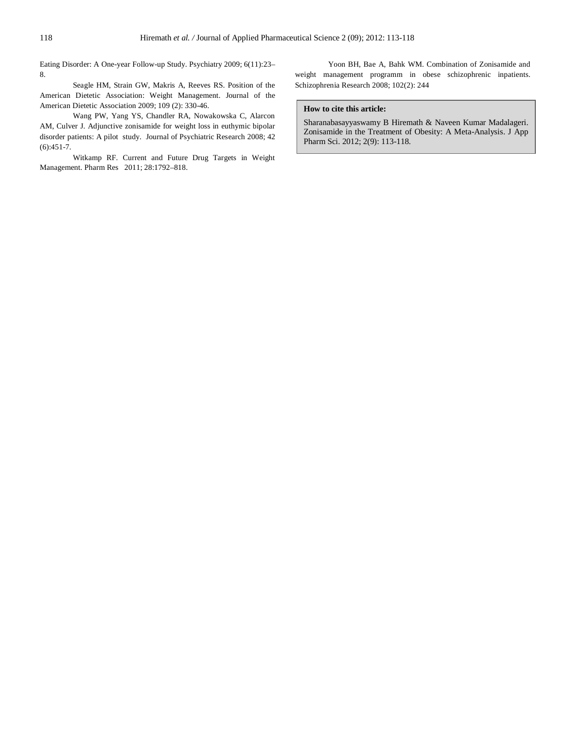Eating Disorder: A One-year Follow-up Study. Psychiatry 2009; 6(11):23–8.

Seagle HM, Strain GW, Makris A, Reeves RS. Position of the American Dietetic Association: Weight Management. Journal of the American Dietetic Association 2009; 109 (2): 330-46.

Wang PW, Yang YS, Chandler RA, Nowakowska C, Alarcon AM, Culver J. Adjunctive zonisamide for weight loss in euthymic bipolar disorder patients: A pilot study. Journal of Psychiatric Research 2008; 42 (6):451-7.

Witkamp RF. Current and Future Drug Targets in Weight Management. Pharm Res 2011; 28:1792–818.

Yoon BH, Bae A, Bahk WM. Combination of Zonisamide and weight management programm in obese schizophrenic inpatients. Schizophrenia Research 2008; 102(2): 244

**How to cite this article:**

Sharanabasayyaswamy B Hiremath & Naveen Kumar Madalageri. Zonisamide in the Treatment of Obesity: A Meta-Analysis. J App Pharm Sci. 2012; 2(9): 113-118.